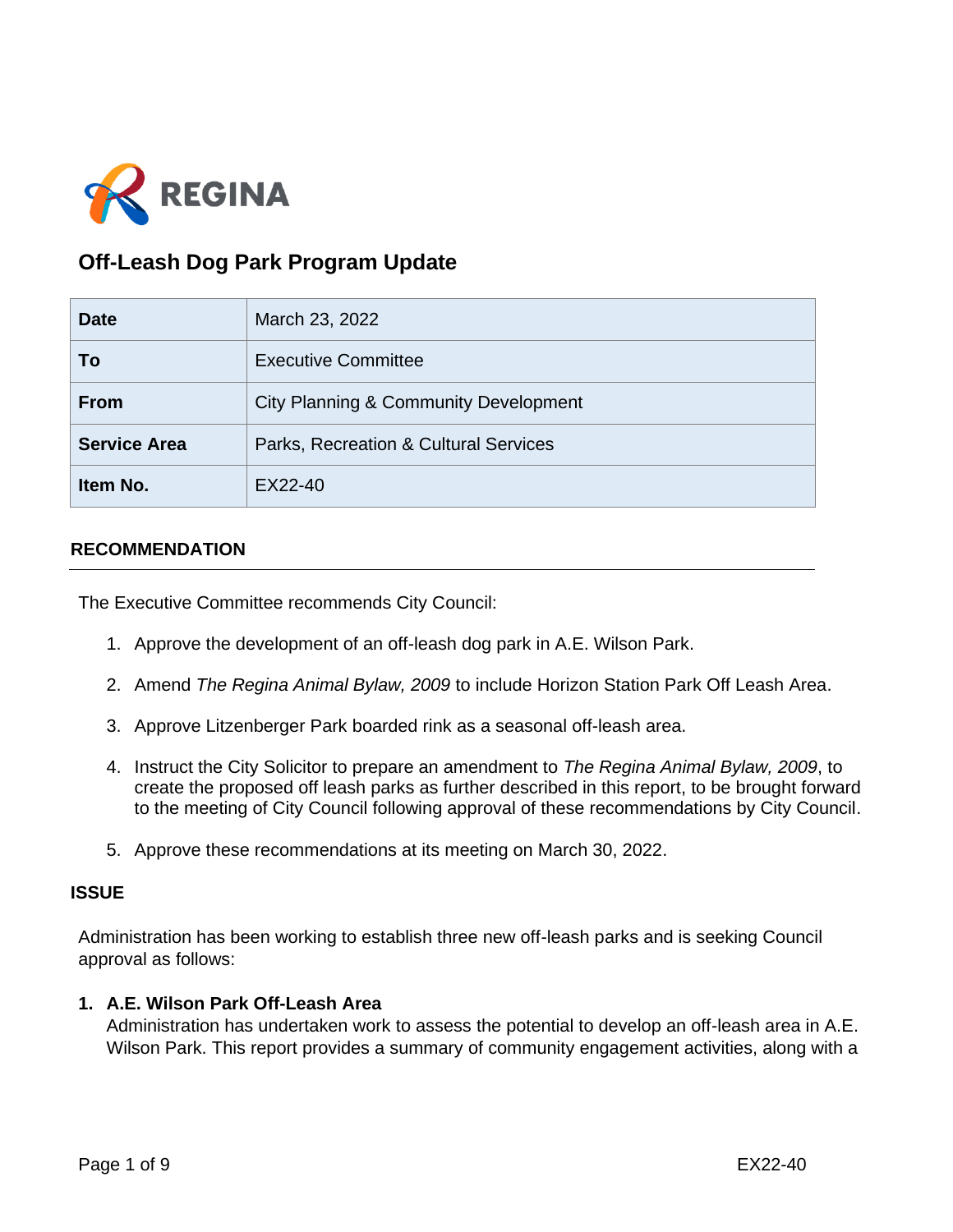REGINA

# Off-Leash Dog Park Program Update

| | |
|---|---|
| **Date** | March 23, 2022 |
| **To** | Executive Committee |
| **From** | City Planning & Community Development |
| **Service Area** | Parks, Recreation & Cultural Services |
| **Item No.** | EX22-40 |

## RECOMMENDATION

The Executive Committee recommends City Council:

1. Approve the development of an off-leash dog park in A.E. Wilson Park.
2. Amend *The Regina Animal Bylaw, 2009* to include Horizon Station Park Off Leash Area.
3. Approve Litzenberger Park boarded rink as a seasonal off-leash area.
4. Instruct the City Solicitor to prepare an amendment to *The Regina Animal Bylaw, 2009*, to create the proposed off leash parks as further described in this report, to be brought forward to the meeting of City Council following approval of these recommendations by City Council.
5. Approve these recommendations at its meeting on March 30, 2022.

## ISSUE

Administration has been working to establish three new off-leash parks and is seeking Council approval as follows:

1. **A.E. Wilson Park Off-Leash Area**
   Administration has undertaken work to assess the potential to develop an off-leash area in A.E. Wilson Park. This report provides a summary of community engagement activities, along with a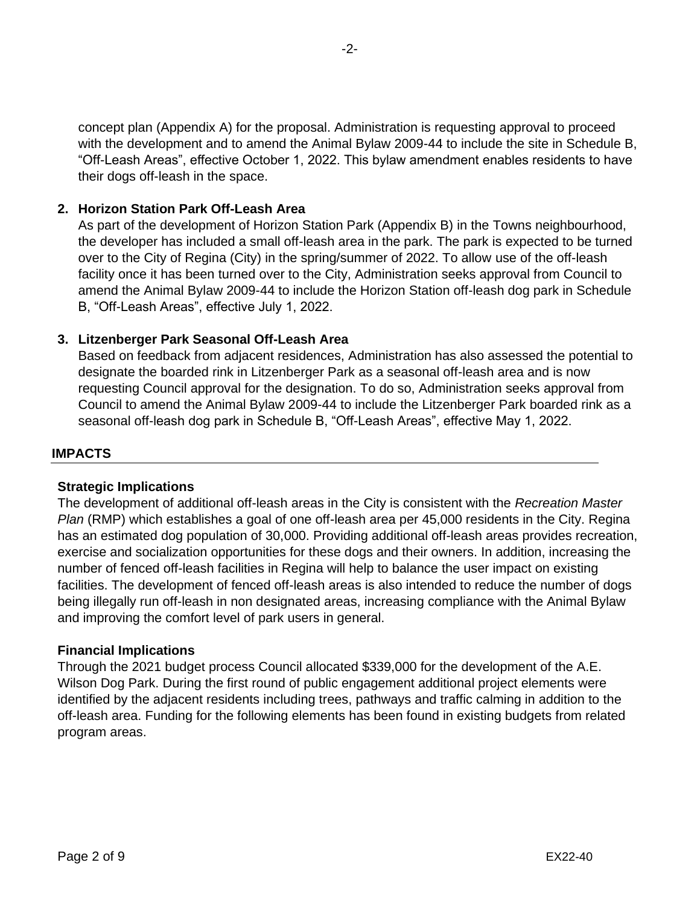concept plan (Appendix A) for the proposal. Administration is requesting approval to proceed with the development and to amend the Animal Bylaw 2009-44 to include the site in Schedule B, "Off-Leash Areas", effective October 1, 2022. This bylaw amendment enables residents to have their dogs off-leash in the space.

2. **Horizon Station Park Off-Leash Area**

   As part of the development of Horizon Station Park (Appendix B) in the Towns neighbourhood, the developer has included a small off-leash area in the park. The park is expected to be turned over to the City of Regina (City) in the spring/summer of 2022. To allow use of the off-leash facility once it has been turned over to the City, Administration seeks approval from Council to amend the Animal Bylaw 2009-44 to include the Horizon Station off-leash dog park in Schedule B, "Off-Leash Areas", effective July 1, 2022.

3. **Litzenberger Park Seasonal Off-Leash Area**

   Based on feedback from adjacent residences, Administration has also assessed the potential to designate the boarded rink in Litzenberger Park as a seasonal off-leash area and is now requesting Council approval for the designation. To do so, Administration seeks approval from Council to amend the Animal Bylaw 2009-44 to include the Litzenberger Park boarded rink as a seasonal off-leash dog park in Schedule B, "Off-Leash Areas", effective May 1, 2022.

## IMPACTS

### Strategic Implications

The development of additional off-leash areas in the City is consistent with the *Recreation Master Plan* (RMP) which establishes a goal of one off-leash area per 45,000 residents in the City. Regina has an estimated dog population of 30,000. Providing additional off-leash areas provides recreation, exercise and socialization opportunities for these dogs and their owners. In addition, increasing the number of fenced off-leash facilities in Regina will help to balance the user impact on existing facilities. The development of fenced off-leash areas is also intended to reduce the number of dogs being illegally run off-leash in non designated areas, increasing compliance with the Animal Bylaw and improving the comfort level of park users in general.

### Financial Implications

Through the 2021 budget process Council allocated $339,000 for the development of the A.E. Wilson Dog Park. During the first round of public engagement additional project elements were identified by the adjacent residents including trees, pathways and traffic calming in addition to the off-leash area. Funding for the following elements has been found in existing budgets from related program areas.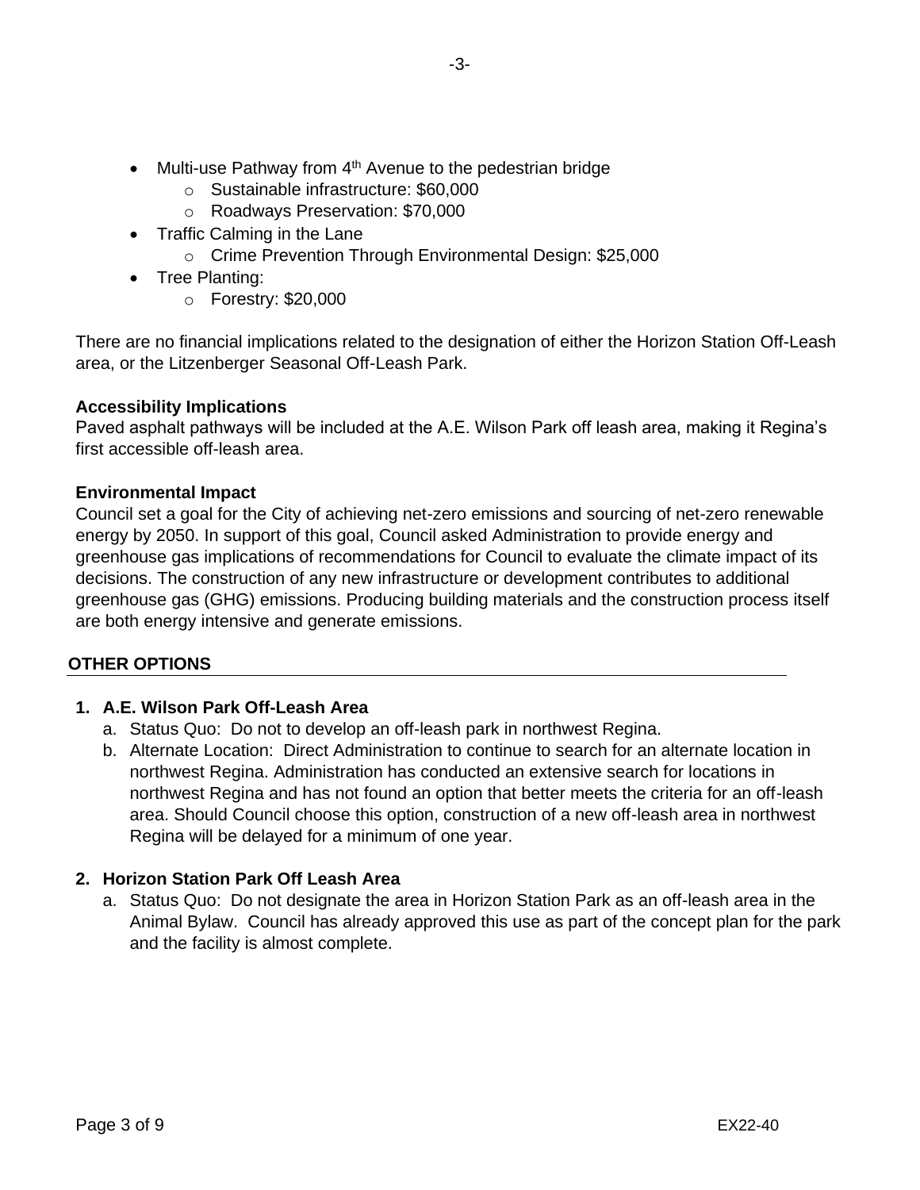- Multi-use Pathway from 4th Avenue to the pedestrian bridge
  - Sustainable infrastructure: $60,000
  - Roadways Preservation: $70,000
- Traffic Calming in the Lane
  - Crime Prevention Through Environmental Design: $25,000
- Tree Planting:
  - Forestry: $20,000

There are no financial implications related to the designation of either the Horizon Station Off-Leash area, or the Litzenberger Seasonal Off-Leash Park.

**Accessibility Implications**

Paved asphalt pathways will be included at the A.E. Wilson Park off leash area, making it Regina's first accessible off-leash area.

**Environmental Impact**

Council set a goal for the City of achieving net-zero emissions and sourcing of net-zero renewable energy by 2050. In support of this goal, Council asked Administration to provide energy and greenhouse gas implications of recommendations for Council to evaluate the climate impact of its decisions. The construction of any new infrastructure or development contributes to additional greenhouse gas (GHG) emissions. Producing building materials and the construction process itself are both energy intensive and generate emissions.

## OTHER OPTIONS

**1. A.E. Wilson Park Off-Leash Area**

a. Status Quo: Do not to develop an off-leash park in northwest Regina.

b. Alternate Location: Direct Administration to continue to search for an alternate location in northwest Regina. Administration has conducted an extensive search for locations in northwest Regina and has not found an option that better meets the criteria for an off-leash area. Should Council choose this option, construction of a new off-leash area in northwest Regina will be delayed for a minimum of one year.

**2. Horizon Station Park Off Leash Area**

a. Status Quo: Do not designate the area in Horizon Station Park as an off-leash area in the Animal Bylaw. Council has already approved this use as part of the concept plan for the park and the facility is almost complete.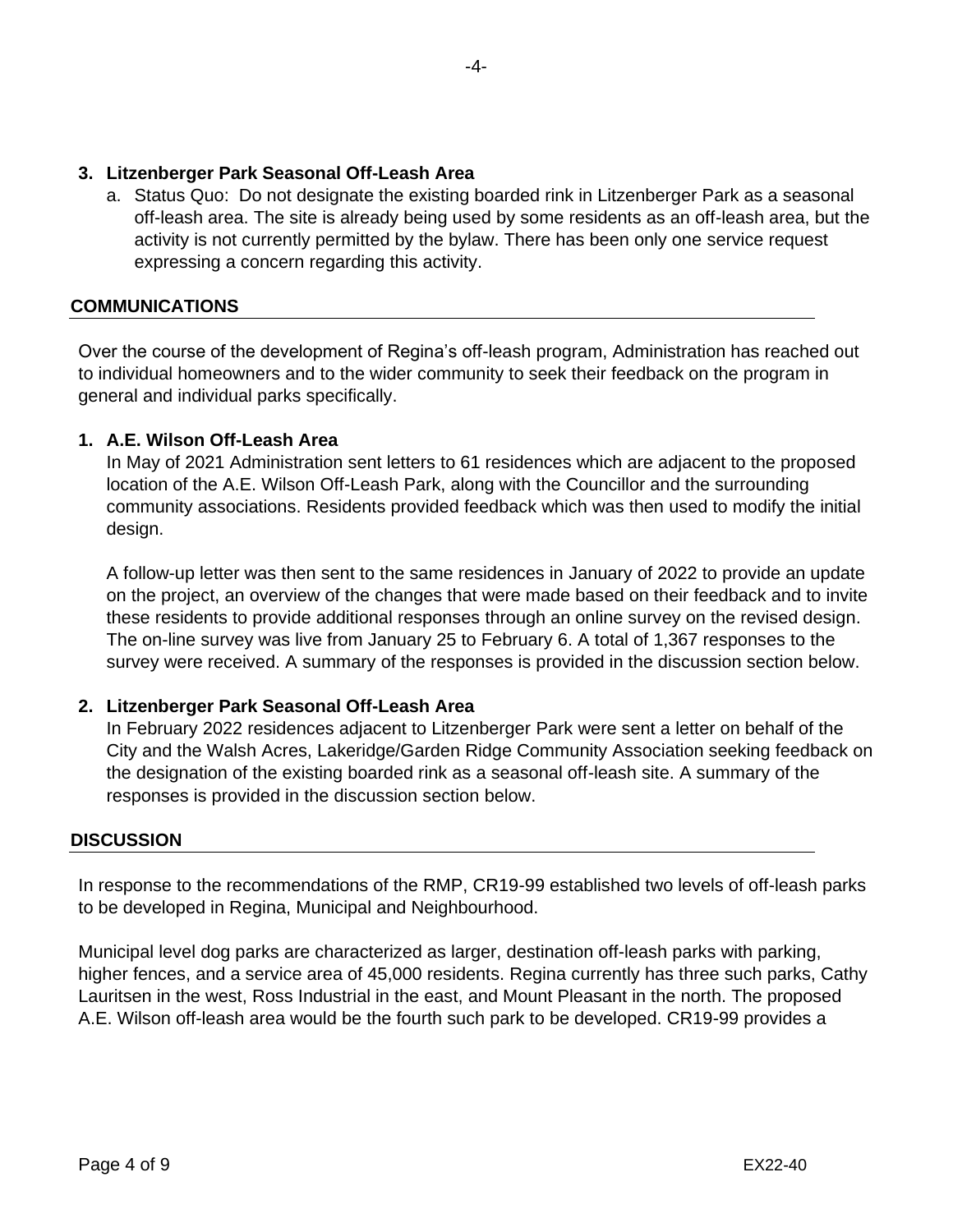3. **Litzenberger Park Seasonal Off-Leash Area**

   a. Status Quo: Do not designate the existing boarded rink in Litzenberger Park as a seasonal off-leash area. The site is already being used by some residents as an off-leash area, but the activity is not currently permitted by the bylaw. There has been only one service request expressing a concern regarding this activity.

## COMMUNICATIONS

Over the course of the development of Regina's off-leash program, Administration has reached out to individual homeowners and to the wider community to seek their feedback on the program in general and individual parks specifically.

1. **A.E. Wilson Off-Leash Area**

   In May of 2021 Administration sent letters to 61 residences which are adjacent to the proposed location of the A.E. Wilson Off-Leash Park, along with the Councillor and the surrounding community associations. Residents provided feedback which was then used to modify the initial design.

   A follow-up letter was then sent to the same residences in January of 2022 to provide an update on the project, an overview of the changes that were made based on their feedback and to invite these residents to provide additional responses through an online survey on the revised design. The on-line survey was live from January 25 to February 6. A total of 1,367 responses to the survey were received. A summary of the responses is provided in the discussion section below.

2. **Litzenberger Park Seasonal Off-Leash Area**

   In February 2022 residences adjacent to Litzenberger Park were sent a letter on behalf of the City and the Walsh Acres, Lakeridge/Garden Ridge Community Association seeking feedback on the designation of the existing boarded rink as a seasonal off-leash site. A summary of the responses is provided in the discussion section below.

## DISCUSSION

In response to the recommendations of the RMP, CR19-99 established two levels of off-leash parks to be developed in Regina, Municipal and Neighbourhood.

Municipal level dog parks are characterized as larger, destination off-leash parks with parking, higher fences, and a service area of 45,000 residents. Regina currently has three such parks, Cathy Lauritsen in the west, Ross Industrial in the east, and Mount Pleasant in the north. The proposed A.E. Wilson off-leash area would be the fourth such park to be developed. CR19-99 provides a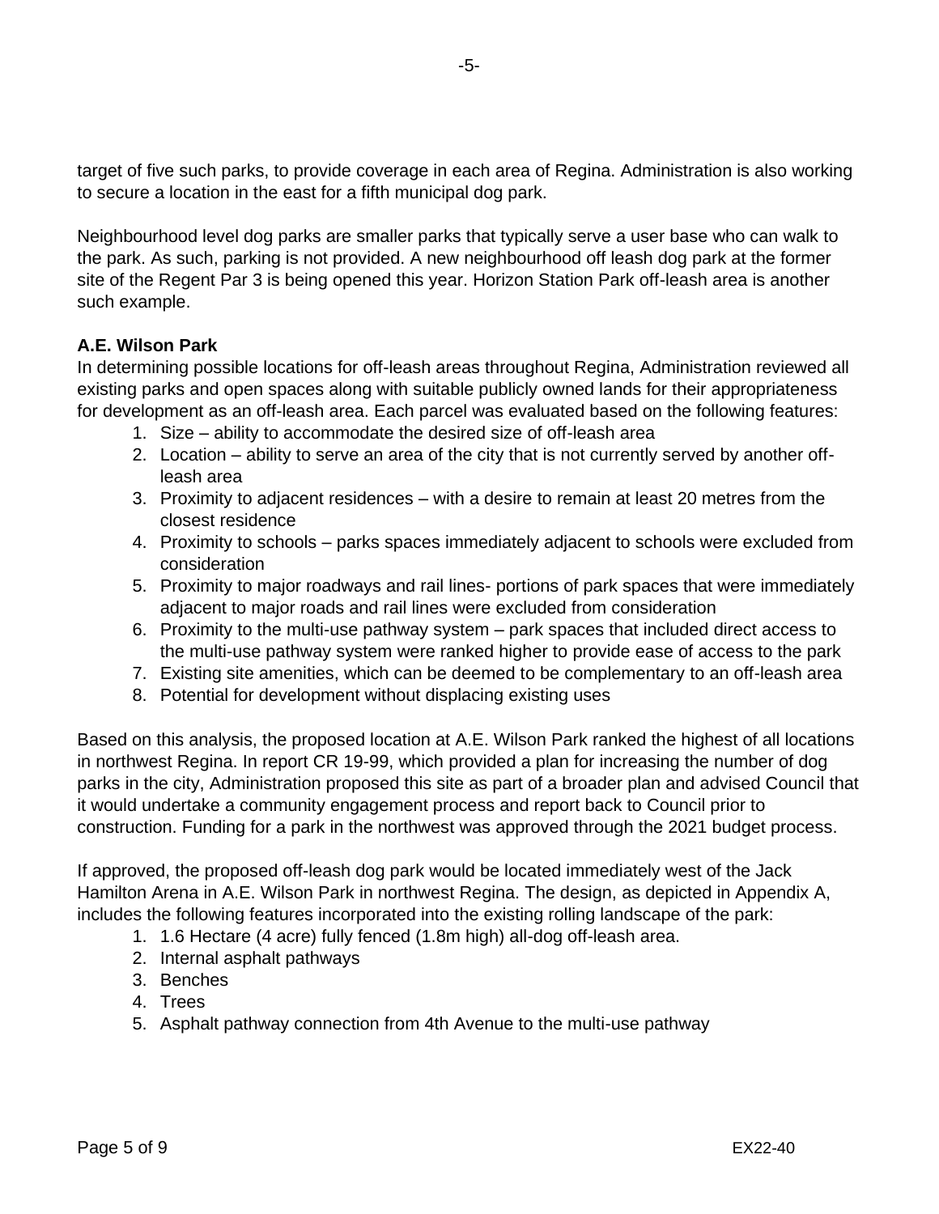target of five such parks, to provide coverage in each area of Regina. Administration is also working to secure a location in the east for a fifth municipal dog park.

Neighbourhood level dog parks are smaller parks that typically serve a user base who can walk to the park. As such, parking is not provided. A new neighbourhood off leash dog park at the former site of the Regent Par 3 is being opened this year. Horizon Station Park off-leash area is another such example.

**A.E. Wilson Park**

In determining possible locations for off-leash areas throughout Regina, Administration reviewed all existing parks and open spaces along with suitable publicly owned lands for their appropriateness for development as an off-leash area. Each parcel was evaluated based on the following features:

1. Size – ability to accommodate the desired size of off-leash area
2. Location – ability to serve an area of the city that is not currently served by another off-leash area
3. Proximity to adjacent residences – with a desire to remain at least 20 metres from the closest residence
4. Proximity to schools – parks spaces immediately adjacent to schools were excluded from consideration
5. Proximity to major roadways and rail lines- portions of park spaces that were immediately adjacent to major roads and rail lines were excluded from consideration
6. Proximity to the multi-use pathway system – park spaces that included direct access to the multi-use pathway system were ranked higher to provide ease of access to the park
7. Existing site amenities, which can be deemed to be complementary to an off-leash area
8. Potential for development without displacing existing uses

Based on this analysis, the proposed location at A.E. Wilson Park ranked the highest of all locations in northwest Regina. In report CR 19-99, which provided a plan for increasing the number of dog parks in the city, Administration proposed this site as part of a broader plan and advised Council that it would undertake a community engagement process and report back to Council prior to construction. Funding for a park in the northwest was approved through the 2021 budget process.

If approved, the proposed off-leash dog park would be located immediately west of the Jack Hamilton Arena in A.E. Wilson Park in northwest Regina. The design, as depicted in Appendix A, includes the following features incorporated into the existing rolling landscape of the park:

1. 1.6 Hectare (4 acre) fully fenced (1.8m high) all-dog off-leash area.
2. Internal asphalt pathways
3. Benches
4. Trees
5. Asphalt pathway connection from 4th Avenue to the multi-use pathway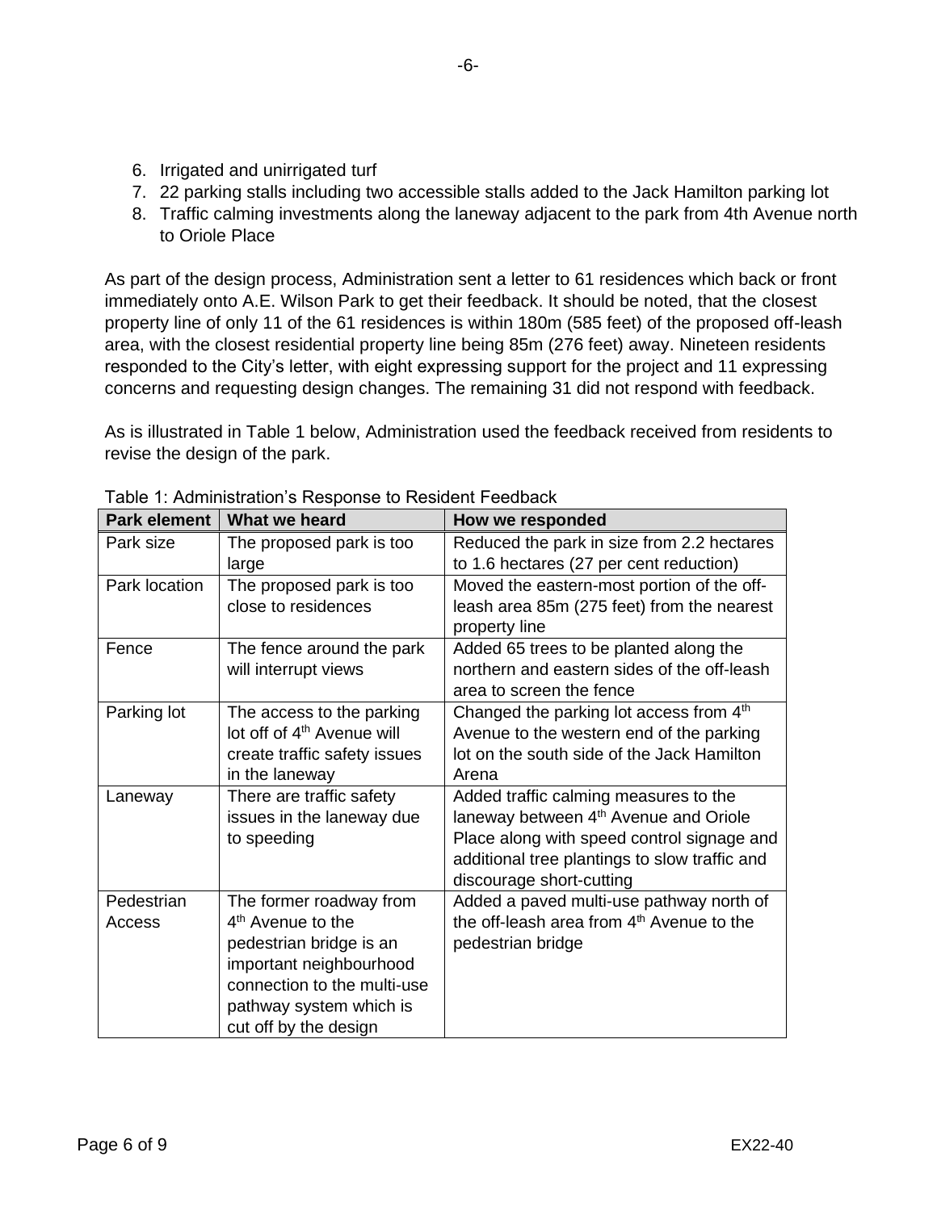6. Irrigated and unirrigated turf
7. 22 parking stalls including two accessible stalls added to the Jack Hamilton parking lot
8. Traffic calming investments along the laneway adjacent to the park from 4th Avenue north to Oriole Place

As part of the design process, Administration sent a letter to 61 residences which back or front immediately onto A.E. Wilson Park to get their feedback. It should be noted, that the closest property line of only 11 of the 61 residences is within 180m (585 feet) of the proposed off-leash area, with the closest residential property line being 85m (276 feet) away. Nineteen residents responded to the City's letter, with eight expressing support for the project and 11 expressing concerns and requesting design changes. The remaining 31 did not respond with feedback.

As is illustrated in Table 1 below, Administration used the feedback received from residents to revise the design of the park.

Table 1: Administration's Response to Resident Feedback

| Park element | What we heard | How we responded |
|---|---|---|
| Park size | The proposed park is too large | Reduced the park in size from 2.2 hectares to 1.6 hectares (27 per cent reduction) |
| Park location | The proposed park is too close to residences | Moved the eastern-most portion of the off-leash area 85m (275 feet) from the nearest property line |
| Fence | The fence around the park will interrupt views | Added 65 trees to be planted along the northern and eastern sides of the off-leash area to screen the fence |
| Parking lot | The access to the parking lot off of 4th Avenue will create traffic safety issues in the laneway | Changed the parking lot access from 4th Avenue to the western end of the parking lot on the south side of the Jack Hamilton Arena |
| Laneway | There are traffic safety issues in the laneway due to speeding | Added traffic calming measures to the laneway between 4th Avenue and Oriole Place along with speed control signage and additional tree plantings to slow traffic and discourage short-cutting |
| Pedestrian Access | The former roadway from 4th Avenue to the pedestrian bridge is an important neighbourhood connection to the multi-use pathway system which is cut off by the design | Added a paved multi-use pathway north of the off-leash area from 4th Avenue to the pedestrian bridge |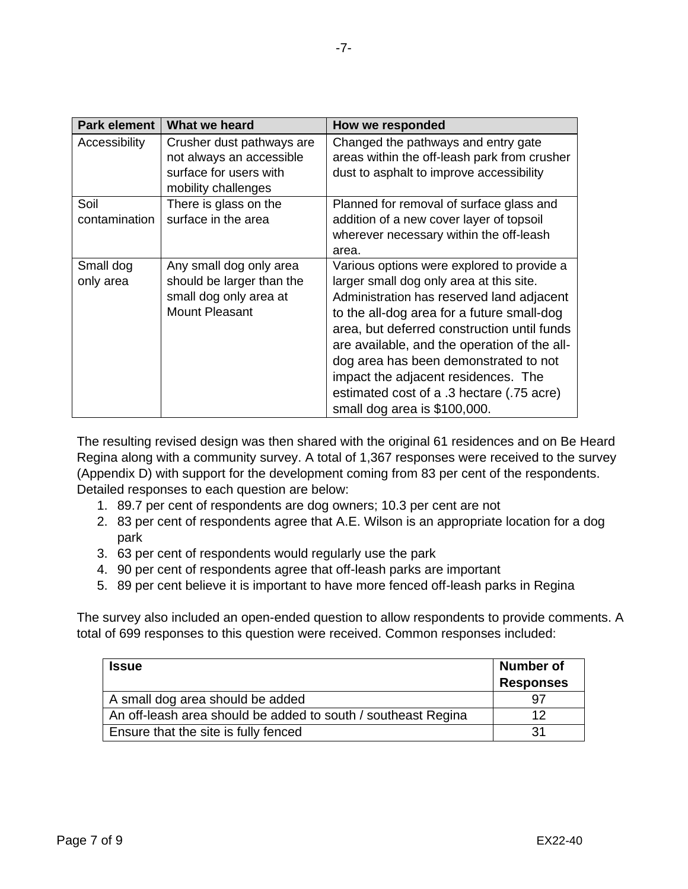| Park element | What we heard | How we responded |
| --- | --- | --- |
| Accessibility | Crusher dust pathways are not always an accessible surface for users with mobility challenges | Changed the pathways and entry gate areas within the off-leash park from crusher dust to asphalt to improve accessibility |
| Soil contamination | There is glass on the surface in the area | Planned for removal of surface glass and addition of a new cover layer of topsoil wherever necessary within the off-leash area. |
| Small dog only area | Any small dog only area should be larger than the small dog only area at Mount Pleasant | Various options were explored to provide a larger small dog only area at this site. Administration has reserved land adjacent to the all-dog area for a future small-dog area, but deferred construction until funds are available, and the operation of the all-dog area has been demonstrated to not impact the adjacent residences. The estimated cost of a .3 hectare (.75 acre) small dog area is $100,000. |

The resulting revised design was then shared with the original 61 residences and on Be Heard Regina along with a community survey. A total of 1,367 responses were received to the survey (Appendix D) with support for the development coming from 83 per cent of the respondents. Detailed responses to each question are below:

1. 89.7 per cent of respondents are dog owners; 10.3 per cent are not
2. 83 per cent of respondents agree that A.E. Wilson is an appropriate location for a dog park
3. 63 per cent of respondents would regularly use the park
4. 90 per cent of respondents agree that off-leash parks are important
5. 89 per cent believe it is important to have more fenced off-leash parks in Regina

The survey also included an open-ended question to allow respondents to provide comments. A total of 699 responses to this question were received. Common responses included:

| Issue | Number of Responses |
| --- | --- |
| A small dog area should be added | 97 |
| An off-leash area should be added to south / southeast Regina | 12 |
| Ensure that the site is fully fenced | 31 |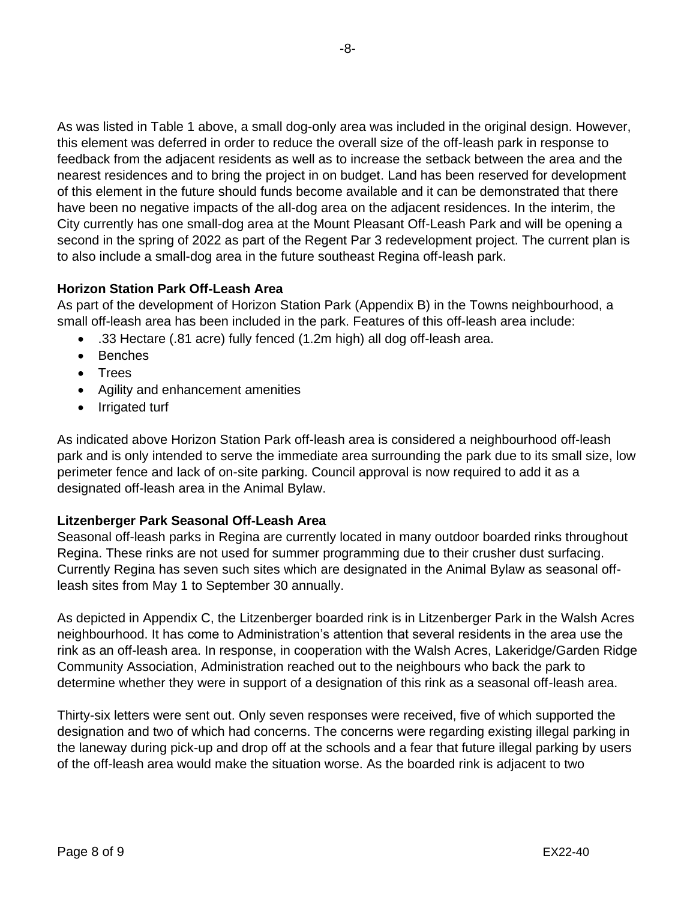As was listed in Table 1 above, a small dog-only area was included in the original design. However, this element was deferred in order to reduce the overall size of the off-leash park in response to feedback from the adjacent residents as well as to increase the setback between the area and the nearest residences and to bring the project in on budget. Land has been reserved for development of this element in the future should funds become available and it can be demonstrated that there have been no negative impacts of the all-dog area on the adjacent residences. In the interim, the City currently has one small-dog area at the Mount Pleasant Off-Leash Park and will be opening a second in the spring of 2022 as part of the Regent Par 3 redevelopment project. The current plan is to also include a small-dog area in the future southeast Regina off-leash park.

**Horizon Station Park Off-Leash Area**

As part of the development of Horizon Station Park (Appendix B) in the Towns neighbourhood, a small off-leash area has been included in the park. Features of this off-leash area include:

- .33 Hectare (.81 acre) fully fenced (1.2m high) all dog off-leash area.
- Benches
- Trees
- Agility and enhancement amenities
- Irrigated turf

As indicated above Horizon Station Park off-leash area is considered a neighbourhood off-leash park and is only intended to serve the immediate area surrounding the park due to its small size, low perimeter fence and lack of on-site parking. Council approval is now required to add it as a designated off-leash area in the Animal Bylaw.

**Litzenberger Park Seasonal Off-Leash Area**

Seasonal off-leash parks in Regina are currently located in many outdoor boarded rinks throughout Regina. These rinks are not used for summer programming due to their crusher dust surfacing. Currently Regina has seven such sites which are designated in the Animal Bylaw as seasonal off-leash sites from May 1 to September 30 annually.

As depicted in Appendix C, the Litzenberger boarded rink is in Litzenberger Park in the Walsh Acres neighbourhood. It has come to Administration's attention that several residents in the area use the rink as an off-leash area. In response, in cooperation with the Walsh Acres, Lakeridge/Garden Ridge Community Association, Administration reached out to the neighbours who back the park to determine whether they were in support of a designation of this rink as a seasonal off-leash area.

Thirty-six letters were sent out. Only seven responses were received, five of which supported the designation and two of which had concerns. The concerns were regarding existing illegal parking in the laneway during pick-up and drop off at the schools and a fear that future illegal parking by users of the off-leash area would make the situation worse. As the boarded rink is adjacent to two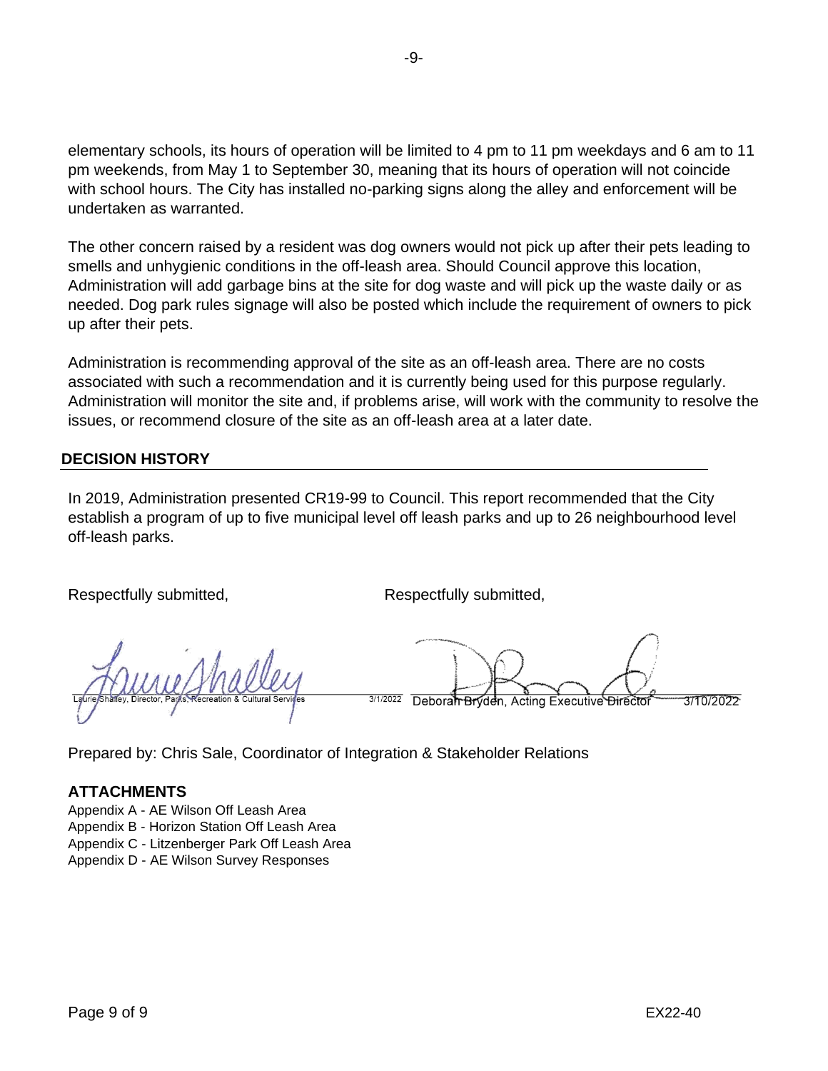elementary schools, its hours of operation will be limited to 4 pm to 11 pm weekdays and 6 am to 11 pm weekends, from May 1 to September 30, meaning that its hours of operation will not coincide with school hours. The City has installed no-parking signs along the alley and enforcement will be undertaken as warranted.

The other concern raised by a resident was dog owners would not pick up after their pets leading to smells and unhygienic conditions in the off-leash area. Should Council approve this location, Administration will add garbage bins at the site for dog waste and will pick up the waste daily or as needed. Dog park rules signage will also be posted which include the requirement of owners to pick up after their pets.

Administration is recommending approval of the site as an off-leash area. There are no costs associated with such a recommendation and it is currently being used for this purpose regularly. Administration will monitor the site and, if problems arise, will work with the community to resolve the issues, or recommend closure of the site as an off-leash area at a later date.

## DECISION HISTORY

In 2019, Administration presented CR19-99 to Council. This report recommended that the City establish a program of up to five municipal level off leash parks and up to 26 neighbourhood level off-leash parks.

Respectfully submitted,

Laurie Shalley, Director, Parks, Recreation & Cultural Services 3/1/2022

Respectfully submitted,

Deborah Bryden, Acting Executive Director 3/10/2022

Prepared by: Chris Sale, Coordinator of Integration & Stakeholder Relations

## ATTACHMENTS

Appendix A - AE Wilson Off Leash Area
Appendix B - Horizon Station Off Leash Area
Appendix C - Litzenberger Park Off Leash Area
Appendix D - AE Wilson Survey Responses